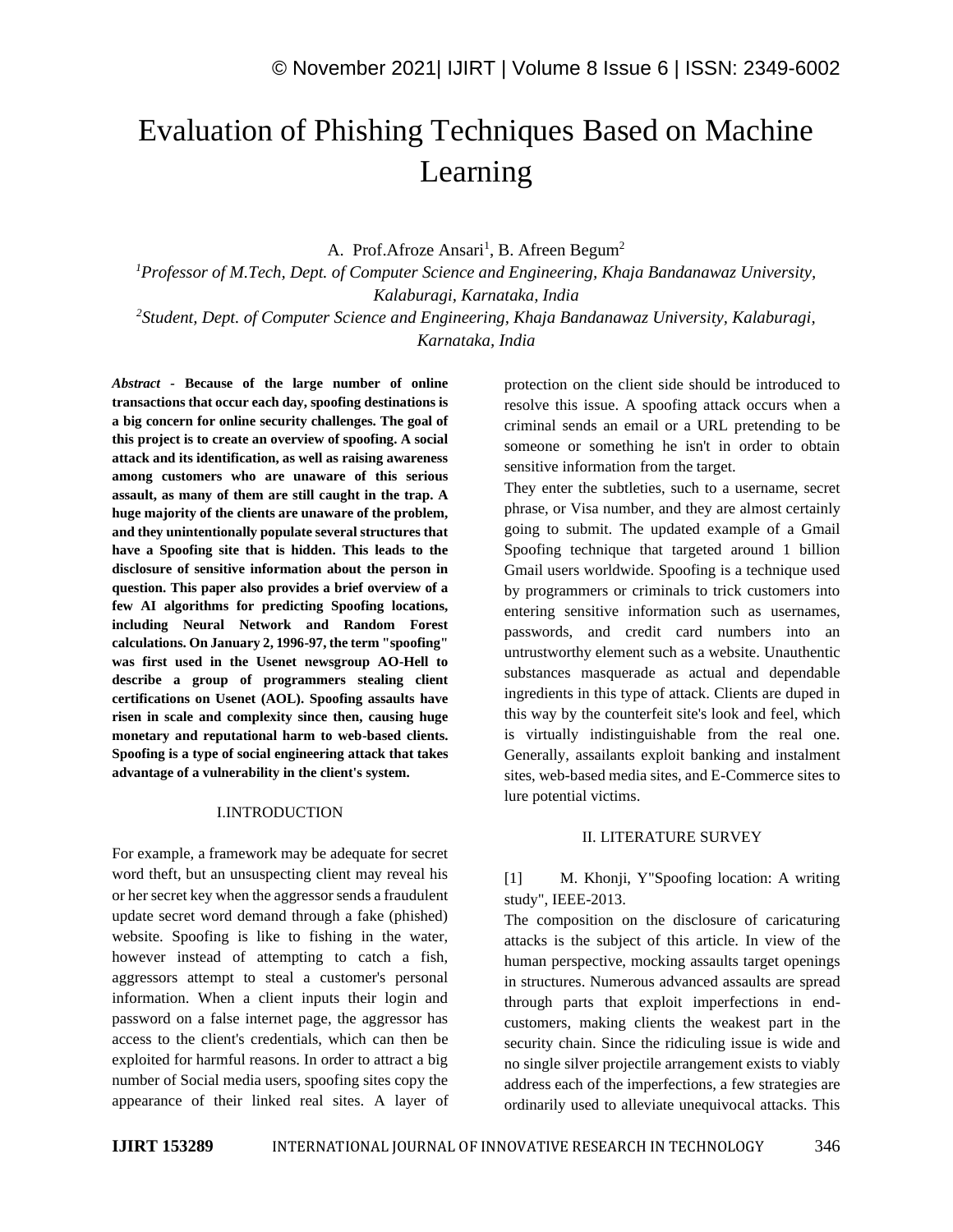# Evaluation of Phishing Techniques Based on Machine Learning

A. Prof.Afroze Ansari[1], B. Afreen Begum[2]

[1]*Professor of M.Tech, Dept. of Computer Science and Engineering, Khaja Bandanawaz University, Kalaburagi, Karnataka, India*

[2]*Student, Dept. of Computer Science and Engineering, Khaja Bandanawaz University, Kalaburagi, Karnataka, India*

***Abstract*** **- Because of the large number of online transactions that occur each day, spoofing destinations is a big concern for online security challenges. The goal of this project is to create an overview of spoofing. A social attack and its identification, as well as raising awareness among customers who are unaware of this serious assault, as many of them are still caught in the trap. A huge majority of the clients are unaware of the problem, and they unintentionally populate several structures that have a Spoofing site that is hidden. This leads to the disclosure of sensitive information about the person in question. This paper also provides a brief overview of a few AI algorithms for predicting Spoofing locations, including Neural Network and Random Forest calculations. On January 2, 1996-97, the term "spoofing" was first used in the Usenet newsgroup AO-Hell to describe a group of programmers stealing client certifications on Usenet (AOL). Spoofing assaults have risen in scale and complexity since then, causing huge monetary and reputational harm to web-based clients. Spoofing is a type of social engineering attack that takes advantage of a vulnerability in the client's system.**

## I.INTRODUCTION

For example, a framework may be adequate for secret word theft, but an unsuspecting client may reveal his or her secret key when the aggressor sends a fraudulent update secret word demand through a fake (phished) website. Spoofing is like to fishing in the water, however instead of attempting to catch a fish, aggressors attempt to steal a customer's personal information. When a client inputs their login and password on a false internet page, the aggressor has access to the client's credentials, which can then be exploited for harmful reasons. In order to attract a big number of Social media users, spoofing sites copy the appearance of their linked real sites. A layer of protection on the client side should be introduced to resolve this issue. A spoofing attack occurs when a criminal sends an email or a URL pretending to be someone or something he isn't in order to obtain sensitive information from the target.

They enter the subtleties, such to a username, secret phrase, or Visa number, and they are almost certainly going to submit. The updated example of a Gmail Spoofing technique that targeted around 1 billion Gmail users worldwide. Spoofing is a technique used by programmers or criminals to trick customers into entering sensitive information such as usernames, passwords, and credit card numbers into an untrustworthy element such as a website. Unauthentic substances masquerade as actual and dependable ingredients in this type of attack. Clients are duped in this way by the counterfeit site's look and feel, which is virtually indistinguishable from the real one. Generally, assailants exploit banking and instalment sites, web-based media sites, and E-Commerce sites to lure potential victims.

## II. LITERATURE SURVEY

[1] M. Khonji, Y"Spoofing location: A writing study", IEEE-2013.

The composition on the disclosure of caricaturing attacks is the subject of this article. In view of the human perspective, mocking assaults target openings in structures. Numerous advanced assaults are spread through parts that exploit imperfections in end-customers, making clients the weakest part in the security chain. Since the ridiculing issue is wide and no single silver projectile arrangement exists to viably address each of the imperfections, a few strategies are ordinarily used to alleviate unequivocal attacks. This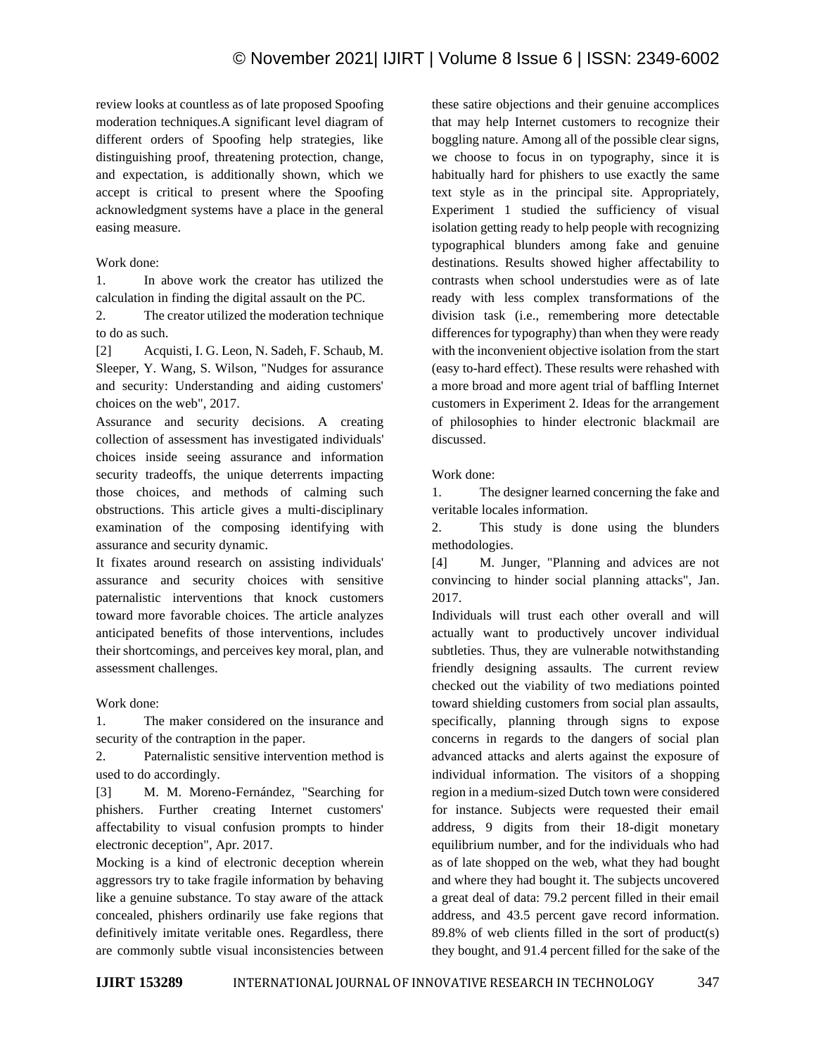review looks at countless as of late proposed Spoofing moderation techniques.A significant level diagram of different orders of Spoofing help strategies, like distinguishing proof, threatening protection, change, and expectation, is additionally shown, which we accept is critical to present where the Spoofing acknowledgment systems have a place in the general easing measure.

Work done:

1. In above work the creator has utilized the calculation in finding the digital assault on the PC.
2. The creator utilized the moderation technique to do as such.

[2] Acquisti, I. G. Leon, N. Sadeh, F. Schaub, M. Sleeper, Y. Wang, S. Wilson, "Nudges for assurance and security: Understanding and aiding customers' choices on the web", 2017.

Assurance and security decisions. A creating collection of assessment has investigated individuals' choices inside seeing assurance and information security tradeoffs, the unique deterrents impacting those choices, and methods of calming such obstructions. This article gives a multi-disciplinary examination of the composing identifying with assurance and security dynamic.

It fixates around research on assisting individuals' assurance and security choices with sensitive paternalistic interventions that knock customers toward more favorable choices. The article analyzes anticipated benefits of those interventions, includes their shortcomings, and perceives key moral, plan, and assessment challenges.

Work done:

1. The maker considered on the insurance and security of the contraption in the paper.
2. Paternalistic sensitive intervention method is used to do accordingly.

[3] M. M. Moreno-Fernández, "Searching for phishers. Further creating Internet customers' affectability to visual confusion prompts to hinder electronic deception", Apr. 2017.

Mocking is a kind of electronic deception wherein aggressors try to take fragile information by behaving like a genuine substance. To stay aware of the attack concealed, phishers ordinarily use fake regions that definitively imitate veritable ones. Regardless, there are commonly subtle visual inconsistencies between these satire objections and their genuine accomplices that may help Internet customers to recognize their boggling nature. Among all of the possible clear signs, we choose to focus in on typography, since it is habitually hard for phishers to use exactly the same text style as in the principal site. Appropriately, Experiment 1 studied the sufficiency of visual isolation getting ready to help people with recognizing typographical blunders among fake and genuine destinations. Results showed higher affectability to contrasts when school understudies were as of late ready with less complex transformations of the division task (i.e., remembering more detectable differences for typography) than when they were ready with the inconvenient objective isolation from the start (easy to-hard effect). These results were rehashed with a more broad and more agent trial of baffling Internet customers in Experiment 2. Ideas for the arrangement of philosophies to hinder electronic blackmail are discussed.

Work done:

1. The designer learned concerning the fake and veritable locales information.
2. This study is done using the blunders methodologies.

[4] M. Junger, "Planning and advices are not convincing to hinder social planning attacks", Jan. 2017.

Individuals will trust each other overall and will actually want to productively uncover individual subtleties. Thus, they are vulnerable notwithstanding friendly designing assaults. The current review checked out the viability of two mediations pointed toward shielding customers from social plan assaults, specifically, planning through signs to expose concerns in regards to the dangers of social plan advanced attacks and alerts against the exposure of individual information. The visitors of a shopping region in a medium-sized Dutch town were considered for instance. Subjects were requested their email address, 9 digits from their 18-digit monetary equilibrium number, and for the individuals who had as of late shopped on the web, what they had bought and where they had bought it. The subjects uncovered a great deal of data: 79.2 percent filled in their email address, and 43.5 percent gave record information. 89.8% of web clients filled in the sort of product(s) they bought, and 91.4 percent filled for the sake of the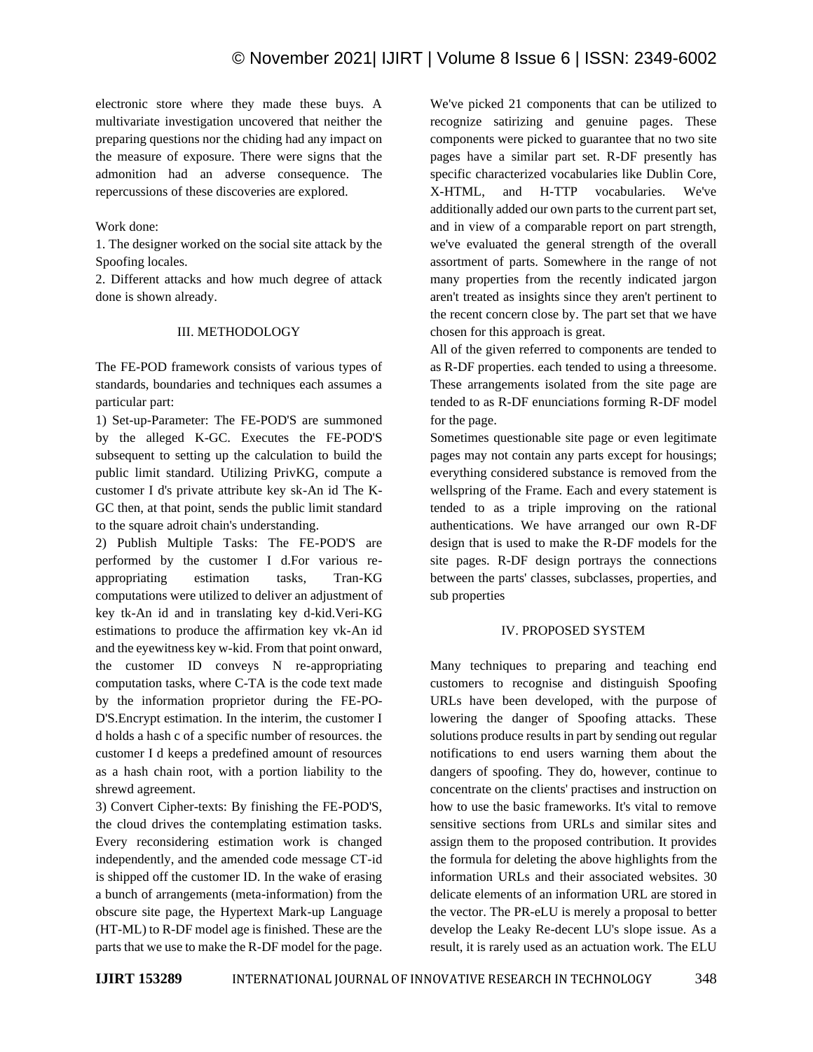electronic store where they made these buys. A multivariate investigation uncovered that neither the preparing questions nor the chiding had any impact on the measure of exposure. There were signs that the admonition had an adverse consequence. The repercussions of these discoveries are explored.

Work done:

1. The designer worked on the social site attack by the Spoofing locales.
2. Different attacks and how much degree of attack done is shown already.

## III. METHODOLOGY

The FE-POD framework consists of various types of standards, boundaries and techniques each assumes a particular part:

1) Set-up-Parameter: The FE-POD'S are summoned by the alleged K-GC. Executes the FE-POD'S subsequent to setting up the calculation to build the public limit standard. Utilizing PrivKG, compute a customer I d's private attribute key sk-An id The K-GC then, at that point, sends the public limit standard to the square adroit chain's understanding.

2) Publish Multiple Tasks: The FE-POD'S are performed by the customer I d.For various re-appropriating estimation tasks, Tran-KG computations were utilized to deliver an adjustment of key tk-An id and in translating key d-kid.Veri-KG estimations to produce the affirmation key vk-An id and the eyewitness key w-kid. From that point onward, the customer ID conveys N re-appropriating computation tasks, where C-TA is the code text made by the information proprietor during the FE-PO-D'S.Encrypt estimation. In the interim, the customer I d holds a hash c of a specific number of resources. the customer I d keeps a predefined amount of resources as a hash chain root, with a portion liability to the shrewd agreement.

3) Convert Cipher-texts: By finishing the FE-POD'S, the cloud drives the contemplating estimation tasks. Every reconsidering estimation work is changed independently, and the amended code message CT-id is shipped off the customer ID. In the wake of erasing a bunch of arrangements (meta-information) from the obscure site page, the Hypertext Mark-up Language (HT-ML) to R-DF model age is finished. These are the parts that we use to make the R-DF model for the page. We've picked 21 components that can be utilized to recognize satirizing and genuine pages. These components were picked to guarantee that no two site pages have a similar part set. R-DF presently has specific characterized vocabularies like Dublin Core, X-HTML, and H-TTP vocabularies. We've additionally added our own parts to the current part set, and in view of a comparable report on part strength, we've evaluated the general strength of the overall assortment of parts. Somewhere in the range of not many properties from the recently indicated jargon aren't treated as insights since they aren't pertinent to the recent concern close by. The part set that we have chosen for this approach is great.

All of the given referred to components are tended to as R-DF properties. each tended to using a threesome. These arrangements isolated from the site page are tended to as R-DF enunciations forming R-DF model for the page.

Sometimes questionable site page or even legitimate pages may not contain any parts except for housings; everything considered substance is removed from the wellspring of the Frame. Each and every statement is tended to as a triple improving on the rational authentications. We have arranged our own R-DF design that is used to make the R-DF models for the site pages. R-DF design portrays the connections between the parts' classes, subclasses, properties, and sub properties

## IV. PROPOSED SYSTEM

Many techniques to preparing and teaching end customers to recognise and distinguish Spoofing URLs have been developed, with the purpose of lowering the danger of Spoofing attacks. These solutions produce results in part by sending out regular notifications to end users warning them about the dangers of spoofing. They do, however, continue to concentrate on the clients' practises and instruction on how to use the basic frameworks. It's vital to remove sensitive sections from URLs and similar sites and assign them to the proposed contribution. It provides the formula for deleting the above highlights from the information URLs and their associated websites. 30 delicate elements of an information URL are stored in the vector. The PR-eLU is merely a proposal to better develop the Leaky Re-decent LU's slope issue. As a result, it is rarely used as an actuation work. The ELU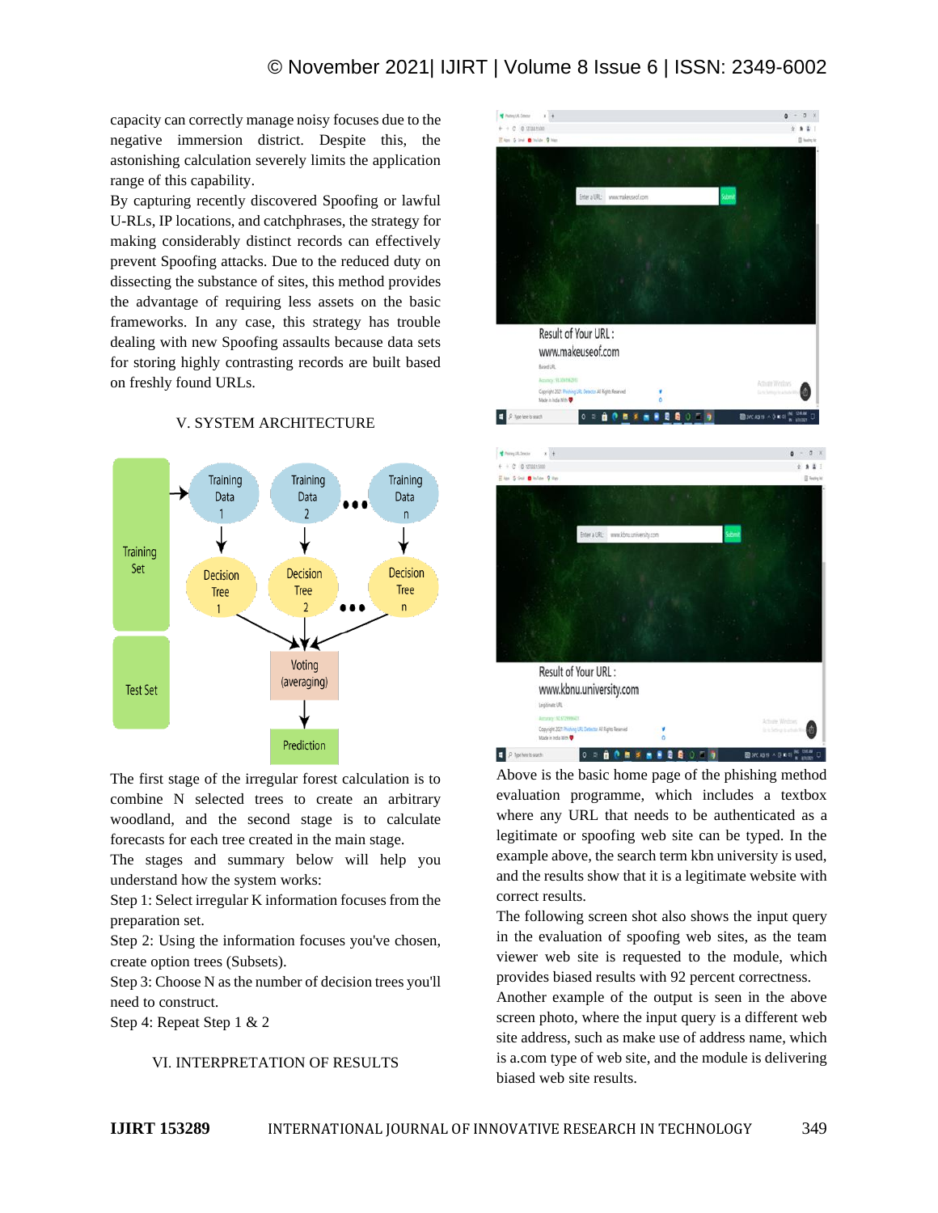capacity can correctly manage noisy focuses due to the negative immersion district. Despite this, the astonishing calculation severely limits the application range of this capability.

By capturing recently discovered Spoofing or lawful U-RLs, IP locations, and catchphrases, the strategy for making considerably distinct records can effectively prevent Spoofing attacks. Due to the reduced duty on dissecting the substance of sites, this method provides the advantage of requiring less assets on the basic frameworks. In any case, this strategy has trouble dealing with new Spoofing assaults because data sets for storing highly contrasting records are built based on freshly found URLs.

## V. SYSTEM ARCHITECTURE

The first stage of the irregular forest calculation is to combine N selected trees to create an arbitrary woodland, and the second stage is to calculate forecasts for each tree created in the main stage.

The stages and summary below will help you understand how the system works:

Step 1: Select irregular K information focuses from the preparation set.

Step 2: Using the information focuses you've chosen, create option trees (Subsets).

Step 3: Choose N as the number of decision trees you'll need to construct.

Step 4: Repeat Step 1 & 2

## VI. INTERPRETATION OF RESULTS

Above is the basic home page of the phishing method evaluation programme, which includes a textbox where any URL that needs to be authenticated as a legitimate or spoofing web site can be typed. In the example above, the search term kbn university is used, and the results show that it is a legitimate website with correct results.

The following screen shot also shows the input query in the evaluation of spoofing web sites, as the team viewer web site is requested to the module, which provides biased results with 92 percent correctness.

Another example of the output is seen in the above screen photo, where the input query is a different web site address, such as make use of address name, which is a.com type of web site, and the module is delivering biased web site results.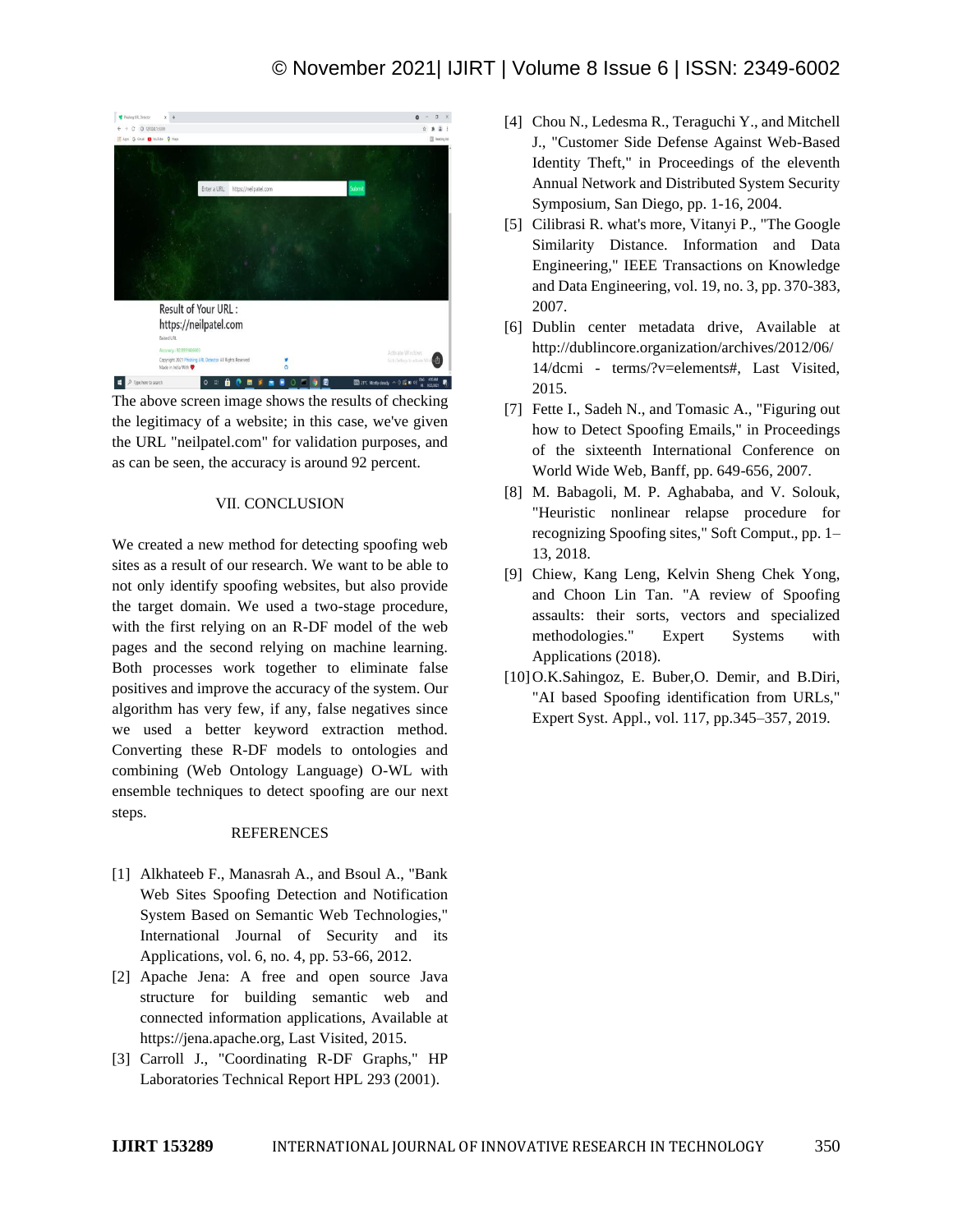The above screen image shows the results of checking the legitimacy of a website; in this case, we've given the URL "neilpatel.com" for validation purposes, and as can be seen, the accuracy is around 92 percent.

## VII. CONCLUSION

We created a new method for detecting spoofing web sites as a result of our research. We want to be able to not only identify spoofing websites, but also provide the target domain. We used a two-stage procedure, with the first relying on an R-DF model of the web pages and the second relying on machine learning. Both processes work together to eliminate false positives and improve the accuracy of the system. Our algorithm has very few, if any, false negatives since we used a better keyword extraction method. Converting these R-DF models to ontologies and combining (Web Ontology Language) O-WL with ensemble techniques to detect spoofing are our next steps.

## REFERENCES

[1] Alkhateeb F., Manasrah A., and Bsoul A., "Bank Web Sites Spoofing Detection and Notification System Based on Semantic Web Technologies," International Journal of Security and its Applications, vol. 6, no. 4, pp. 53-66, 2012.

[2] Apache Jena: A free and open source Java structure for building semantic web and connected information applications, Available at https://jena.apache.org, Last Visited, 2015.

[3] Carroll J., "Coordinating R-DF Graphs," HP Laboratories Technical Report HPL 293 (2001).

[4] Chou N., Ledesma R., Teraguchi Y., and Mitchell J., "Customer Side Defense Against Web-Based Identity Theft," in Proceedings of the eleventh Annual Network and Distributed System Security Symposium, San Diego, pp. 1-16, 2004.

[5] Cilibrasi R. what's more, Vitanyi P., "The Google Similarity Distance. Information and Data Engineering," IEEE Transactions on Knowledge and Data Engineering, vol. 19, no. 3, pp. 370-383, 2007.

[6] Dublin center metadata drive, Available at http://dublincore.organization/archives/2012/06/14/dcmi - terms/?v=elements#, Last Visited, 2015.

[7] Fette I., Sadeh N., and Tomasic A., "Figuring out how to Detect Spoofing Emails," in Proceedings of the sixteenth International Conference on World Wide Web, Banff, pp. 649-656, 2007.

[8] M. Babagoli, M. P. Aghababa, and V. Solouk, "Heuristic nonlinear relapse procedure for recognizing Spoofing sites," Soft Comput., pp. 1–13, 2018.

[9] Chiew, Kang Leng, Kelvin Sheng Chek Yong, and Choon Lin Tan. "A review of Spoofing assaults: their sorts, vectors and specialized methodologies." Expert Systems with Applications (2018).

[10] O.K.Sahingoz, E. Buber,O. Demir, and B.Diri, "AI based Spoofing identification from URLs," Expert Syst. Appl., vol. 117, pp.345–357, 2019.